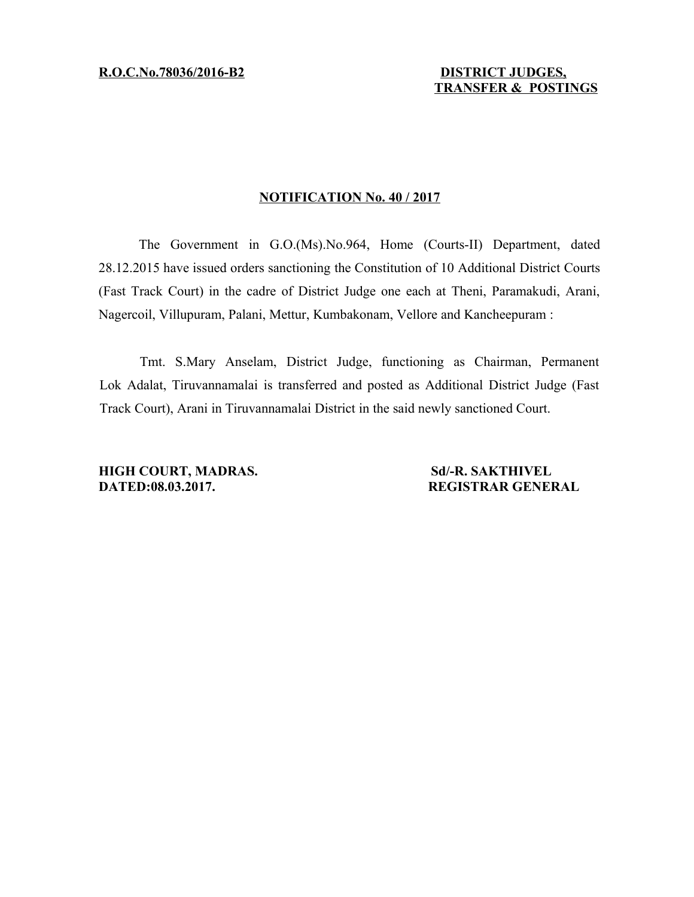**R.O.C.No.78036/2016-B2**

**DISTRICT JUDGES,**
**TRANSFER & POSTINGS**

## NOTIFICATION No. 40 / 2017

The Government in G.O.(Ms).No.964, Home (Courts-II) Department, dated 28.12.2015 have issued orders sanctioning the Constitution of 10 Additional District Courts (Fast Track Court) in the cadre of District Judge one each at Theni, Paramakudi, Arani, Nagercoil, Villupuram, Palani, Mettur, Kumbakonam, Vellore and Kancheepuram :

Tmt. S.Mary Anselam, District Judge, functioning as Chairman, Permanent Lok Adalat, Tiruvannamalai is transferred and posted as Additional District Judge (Fast Track Court), Arani in Tiruvannamalai District in the said newly sanctioned Court.

**HIGH COURT, MADRAS.**
**DATED:08.03.2017.**

**Sd/-R. SAKTHIVEL**
**REGISTRAR GENERAL**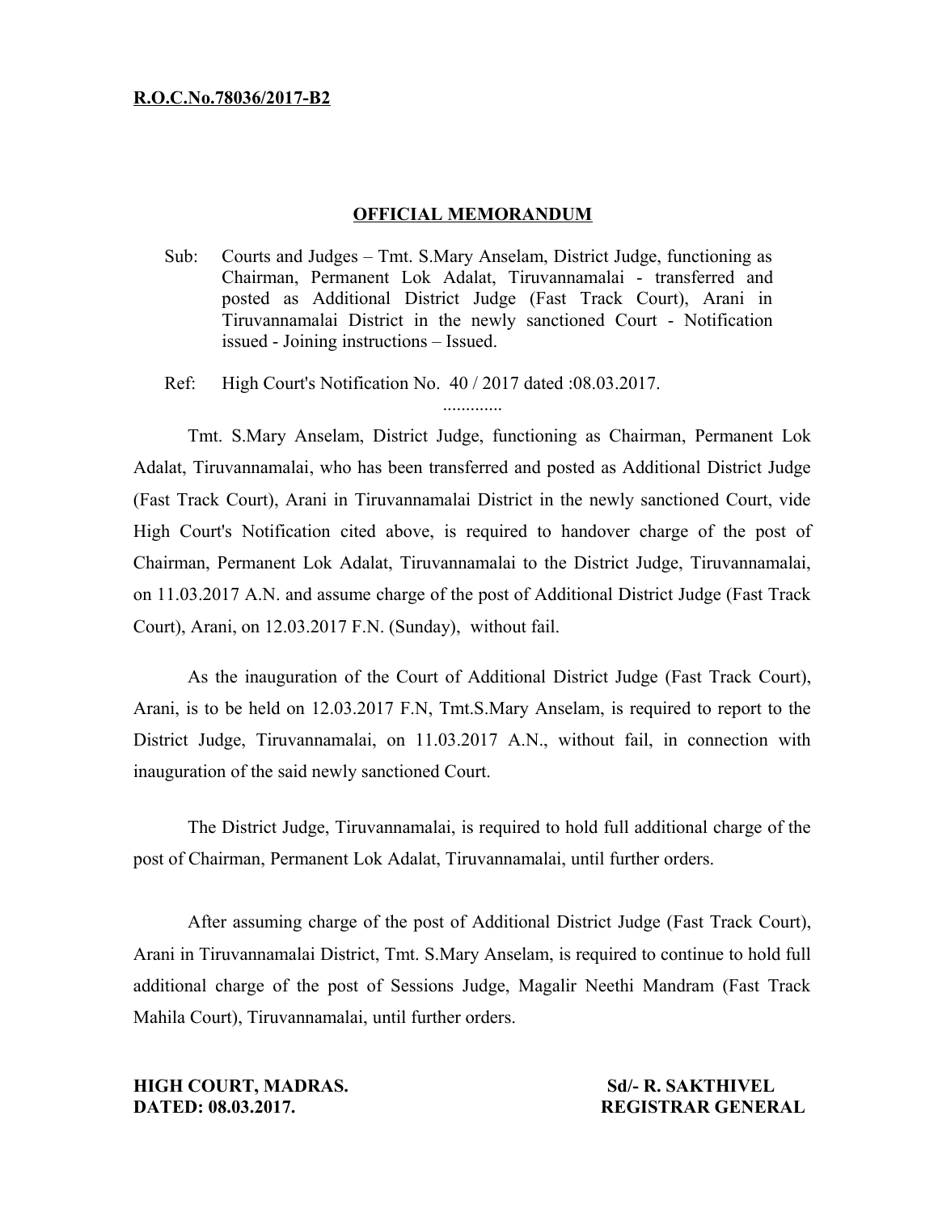**R.O.C.No.78036/2017-B2**

**OFFICIAL MEMORANDUM**

Sub: Courts and Judges – Tmt. S.Mary Anselam, District Judge, functioning as Chairman, Permanent Lok Adalat, Tiruvannamalai - transferred and posted as Additional District Judge (Fast Track Court), Arani in Tiruvannamalai District in the newly sanctioned Court - Notification issued - Joining instructions – Issued.

Ref: High Court's Notification No. 40 / 2017 dated :08.03.2017.

.............

Tmt. S.Mary Anselam, District Judge, functioning as Chairman, Permanent Lok Adalat, Tiruvannamalai, who has been transferred and posted as Additional District Judge (Fast Track Court), Arani in Tiruvannamalai District in the newly sanctioned Court, vide High Court's Notification cited above, is required to handover charge of the post of Chairman, Permanent Lok Adalat, Tiruvannamalai to the District Judge, Tiruvannamalai, on 11.03.2017 A.N. and assume charge of the post of Additional District Judge (Fast Track Court), Arani, on 12.03.2017 F.N. (Sunday), without fail.

As the inauguration of the Court of Additional District Judge (Fast Track Court), Arani, is to be held on 12.03.2017 F.N, Tmt.S.Mary Anselam, is required to report to the District Judge, Tiruvannamalai, on 11.03.2017 A.N., without fail, in connection with inauguration of the said newly sanctioned Court.

The District Judge, Tiruvannamalai, is required to hold full additional charge of the post of Chairman, Permanent Lok Adalat, Tiruvannamalai, until further orders.

After assuming charge of the post of Additional District Judge (Fast Track Court), Arani in Tiruvannamalai District, Tmt. S.Mary Anselam, is required to continue to hold full additional charge of the post of Sessions Judge, Magalir Neethi Mandram (Fast Track Mahila Court), Tiruvannamalai, until further orders.

**HIGH COURT, MADRAS.**
**DATED: 08.03.2017.**

**Sd/- R. SAKTHIVEL**
**REGISTRAR GENERAL**